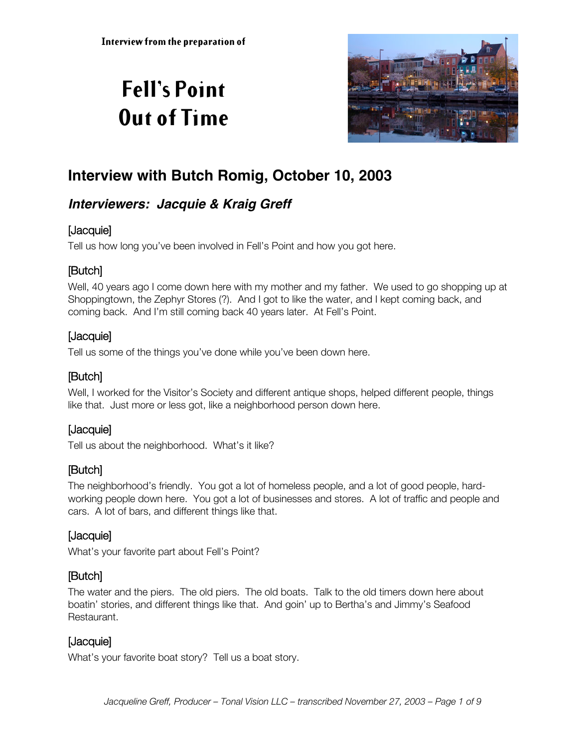Interview from the preparation of

# Fell's Point Out of Time

## Interview with Butch Romig, October 10, 2003

### *Interviewers: Jacquie & Kraig Greff*

[Jacquie]

Tell us how long you've been involved in Fell's Point and how you got here.

[Butch]

Well, 40 years ago I come down here with my mother and my father. We used to go shopping up at Shoppingtown, the Zephyr Stores (?). And I got to like the water, and I kept coming back, and coming back. And I'm still coming back 40 years later. At Fell's Point.

[Jacquie]

Tell us some of the things you've done while you've been down here.

[Butch]

Well, I worked for the Visitor's Society and different antique shops, helped different people, things like that. Just more or less got, like a neighborhood person down here.

[Jacquie]

Tell us about the neighborhood. What's it like?

[Butch]

The neighborhood's friendly. You got a lot of homeless people, and a lot of good people, hard-working people down here. You got a lot of businesses and stores. A lot of traffic and people and cars. A lot of bars, and different things like that.

[Jacquie]

What's your favorite part about Fell's Point?

[Butch]

The water and the piers. The old piers. The old boats. Talk to the old timers down here about boatin' stories, and different things like that. And goin' up to Bertha's and Jimmy's Seafood Restaurant.

[Jacquie]

What's your favorite boat story? Tell us a boat story.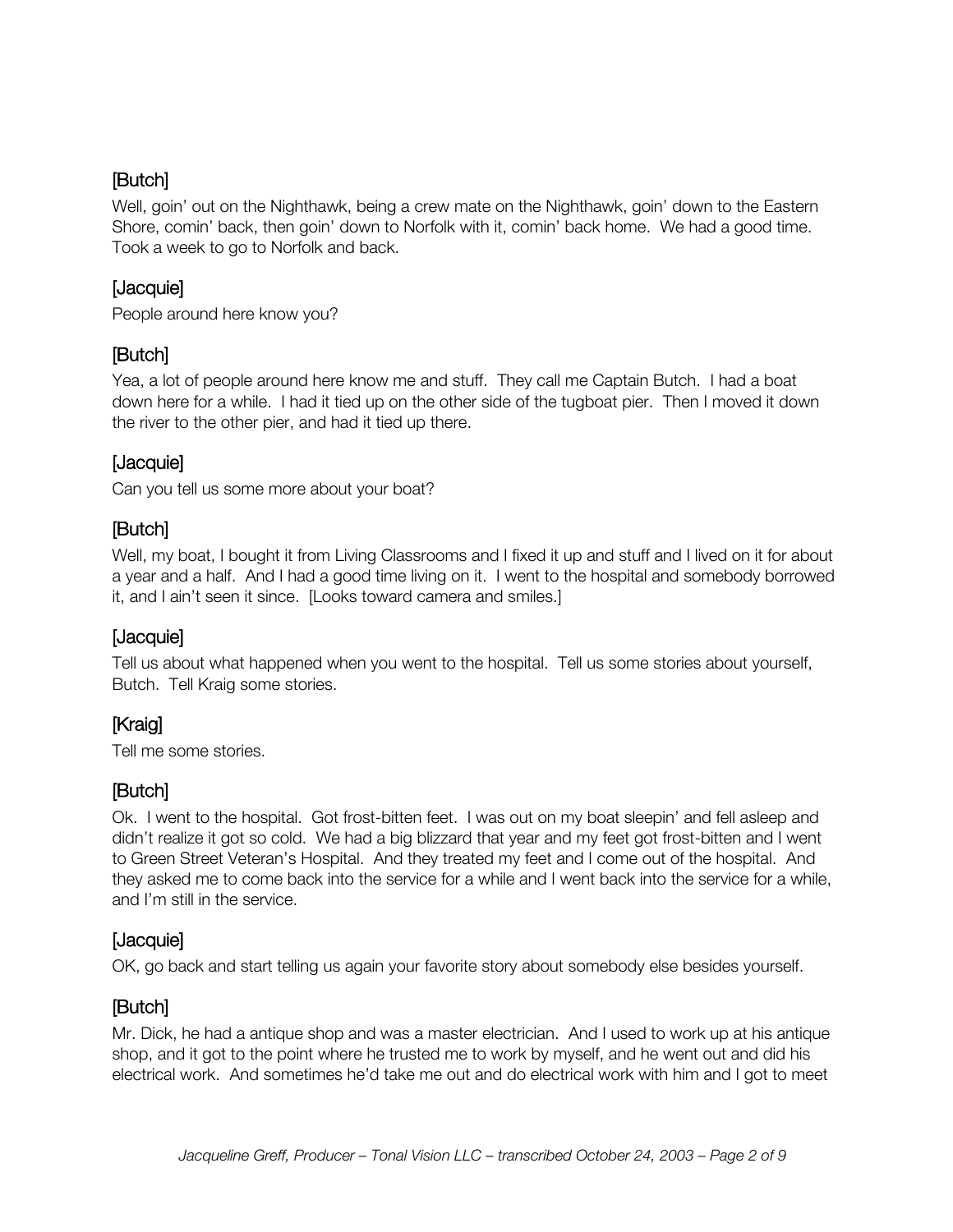[Butch]

Well, goin' out on the Nighthawk, being a crew mate on the Nighthawk, goin' down to the Eastern Shore, comin' back, then goin' down to Norfolk with it, comin' back home. We had a good time. Took a week to go to Norfolk and back.

[Jacquie]

People around here know you?

[Butch]

Yea, a lot of people around here know me and stuff. They call me Captain Butch. I had a boat down here for a while. I had it tied up on the other side of the tugboat pier. Then I moved it down the river to the other pier, and had it tied up there.

[Jacquie]

Can you tell us some more about your boat?

[Butch]

Well, my boat, I bought it from Living Classrooms and I fixed it up and stuff and I lived on it for about a year and a half. And I had a good time living on it. I went to the hospital and somebody borrowed it, and I ain't seen it since. [Looks toward camera and smiles.]

[Jacquie]

Tell us about what happened when you went to the hospital. Tell us some stories about yourself, Butch. Tell Kraig some stories.

[Kraig]

Tell me some stories.

[Butch]

Ok. I went to the hospital. Got frost-bitten feet. I was out on my boat sleepin' and fell asleep and didn't realize it got so cold. We had a big blizzard that year and my feet got frost-bitten and I went to Green Street Veteran's Hospital. And they treated my feet and I come out of the hospital. And they asked me to come back into the service for a while and I went back into the service for a while, and I'm still in the service.

[Jacquie]

OK, go back and start telling us again your favorite story about somebody else besides yourself.

[Butch]

Mr. Dick, he had a antique shop and was a master electrician. And I used to work up at his antique shop, and it got to the point where he trusted me to work by myself, and he went out and did his electrical work. And sometimes he'd take me out and do electrical work with him and I got to meet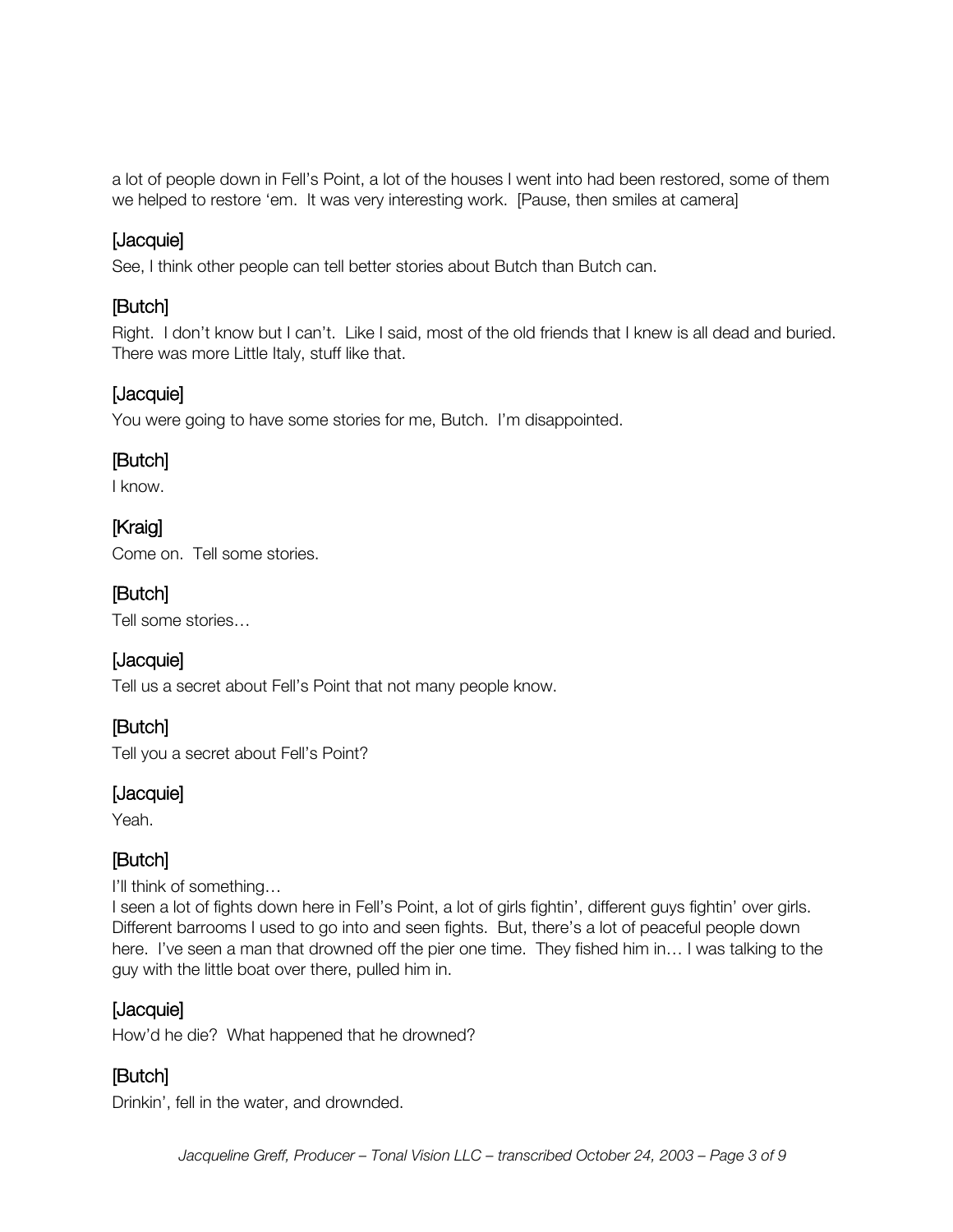a lot of people down in Fell's Point, a lot of the houses I went into had been restored, some of them we helped to restore 'em. It was very interesting work. [Pause, then smiles at camera]

### [Jacquie]

See, I think other people can tell better stories about Butch than Butch can.

### [Butch]

Right. I don't know but I can't. Like I said, most of the old friends that I knew is all dead and buried. There was more Little Italy, stuff like that.

### [Jacquie]

You were going to have some stories for me, Butch. I'm disappointed.

### [Butch]

I know.

### [Kraig]

Come on. Tell some stories.

### [Butch]

Tell some stories…

### [Jacquie]

Tell us a secret about Fell's Point that not many people know.

### [Butch]

Tell you a secret about Fell's Point?

### [Jacquie]

Yeah.

### [Butch]

I'll think of something…
I seen a lot of fights down here in Fell's Point, a lot of girls fightin', different guys fightin' over girls. Different barrooms I used to go into and seen fights. But, there's a lot of peaceful people down here. I've seen a man that drowned off the pier one time. They fished him in… I was talking to the guy with the little boat over there, pulled him in.

### [Jacquie]

How'd he die? What happened that he drowned?

### [Butch]

Drinkin', fell in the water, and drownded.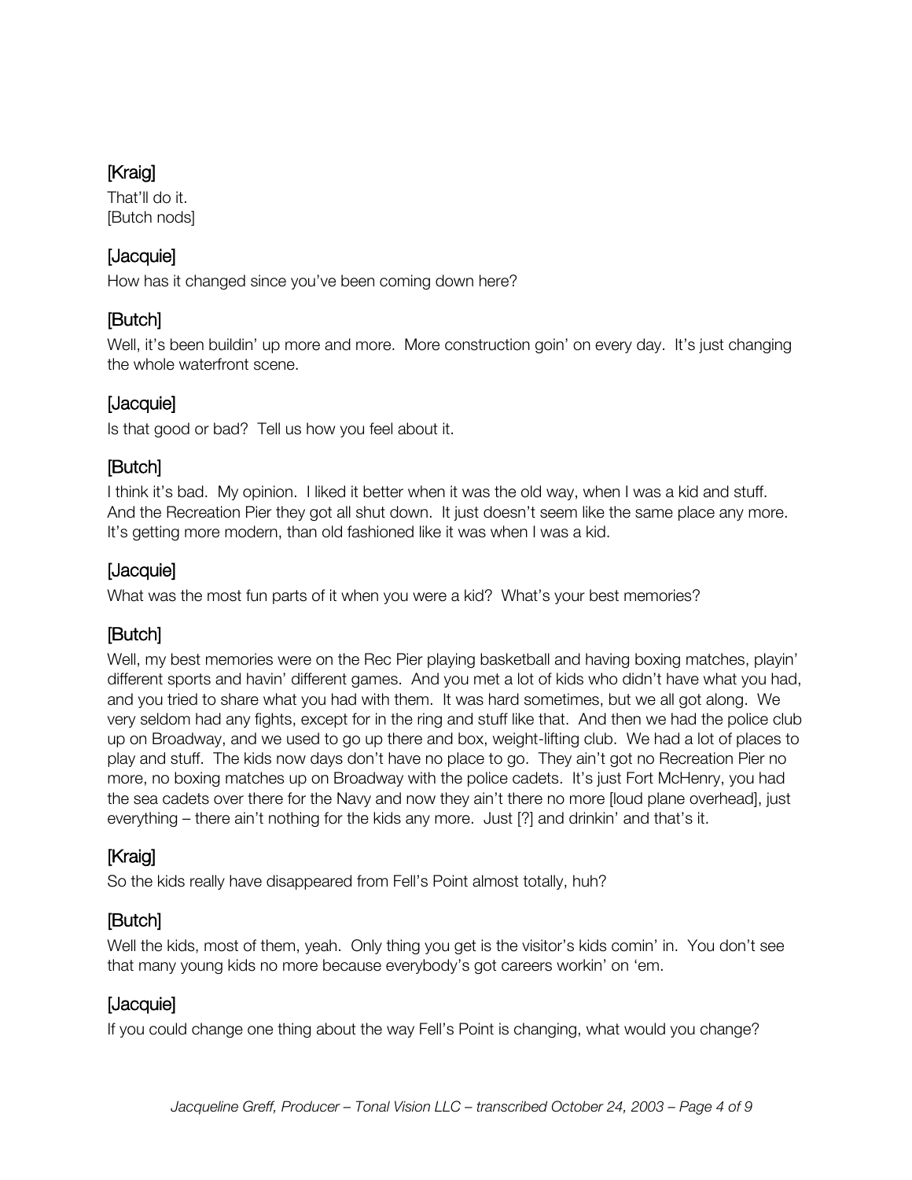**[Kraig]**

That'll do it.
[Butch nods]

**[Jacquie]**

How has it changed since you've been coming down here?

**[Butch]**

Well, it's been buildin' up more and more. More construction goin' on every day. It's just changing the whole waterfront scene.

**[Jacquie]**

Is that good or bad? Tell us how you feel about it.

**[Butch]**

I think it's bad. My opinion. I liked it better when it was the old way, when I was a kid and stuff. And the Recreation Pier they got all shut down. It just doesn't seem like the same place any more. It's getting more modern, than old fashioned like it was when I was a kid.

**[Jacquie]**

What was the most fun parts of it when you were a kid? What's your best memories?

**[Butch]**

Well, my best memories were on the Rec Pier playing basketball and having boxing matches, playin' different sports and havin' different games. And you met a lot of kids who didn't have what you had, and you tried to share what you had with them. It was hard sometimes, but we all got along. We very seldom had any fights, except for in the ring and stuff like that. And then we had the police club up on Broadway, and we used to go up there and box, weight-lifting club. We had a lot of places to play and stuff. The kids now days don't have no place to go. They ain't got no Recreation Pier no more, no boxing matches up on Broadway with the police cadets. It's just Fort McHenry, you had the sea cadets over there for the Navy and now they ain't there no more [loud plane overhead], just everything – there ain't nothing for the kids any more. Just [?] and drinkin' and that's it.

**[Kraig]**

So the kids really have disappeared from Fell's Point almost totally, huh?

**[Butch]**

Well the kids, most of them, yeah. Only thing you get is the visitor's kids comin' in. You don't see that many young kids no more because everybody's got careers workin' on 'em.

**[Jacquie]**

If you could change one thing about the way Fell's Point is changing, what would you change?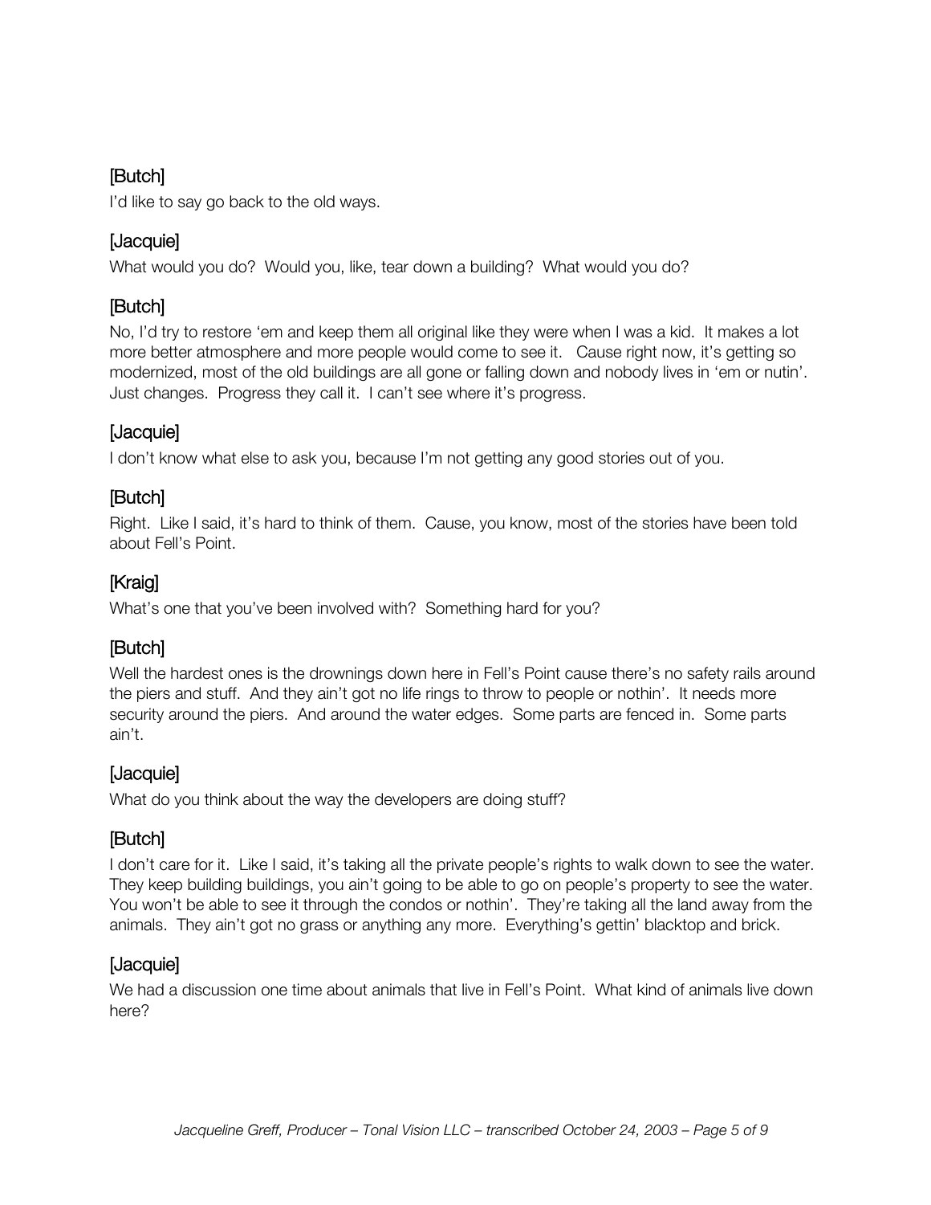[Butch]

I'd like to say go back to the old ways.

[Jacquie]

What would you do? Would you, like, tear down a building? What would you do?

[Butch]

No, I'd try to restore 'em and keep them all original like they were when I was a kid. It makes a lot more better atmosphere and more people would come to see it. Cause right now, it's getting so modernized, most of the old buildings are all gone or falling down and nobody lives in 'em or nutin'. Just changes. Progress they call it. I can't see where it's progress.

[Jacquie]

I don't know what else to ask you, because I'm not getting any good stories out of you.

[Butch]

Right. Like I said, it's hard to think of them. Cause, you know, most of the stories have been told about Fell's Point.

[Kraig]

What's one that you've been involved with? Something hard for you?

[Butch]

Well the hardest ones is the drownings down here in Fell's Point cause there's no safety rails around the piers and stuff. And they ain't got no life rings to throw to people or nothin'. It needs more security around the piers. And around the water edges. Some parts are fenced in. Some parts ain't.

[Jacquie]

What do you think about the way the developers are doing stuff?

[Butch]

I don't care for it. Like I said, it's taking all the private people's rights to walk down to see the water. They keep building buildings, you ain't going to be able to go on people's property to see the water. You won't be able to see it through the condos or nothin'. They're taking all the land away from the animals. They ain't got no grass or anything any more. Everything's gettin' blacktop and brick.

[Jacquie]

We had a discussion one time about animals that live in Fell's Point. What kind of animals live down here?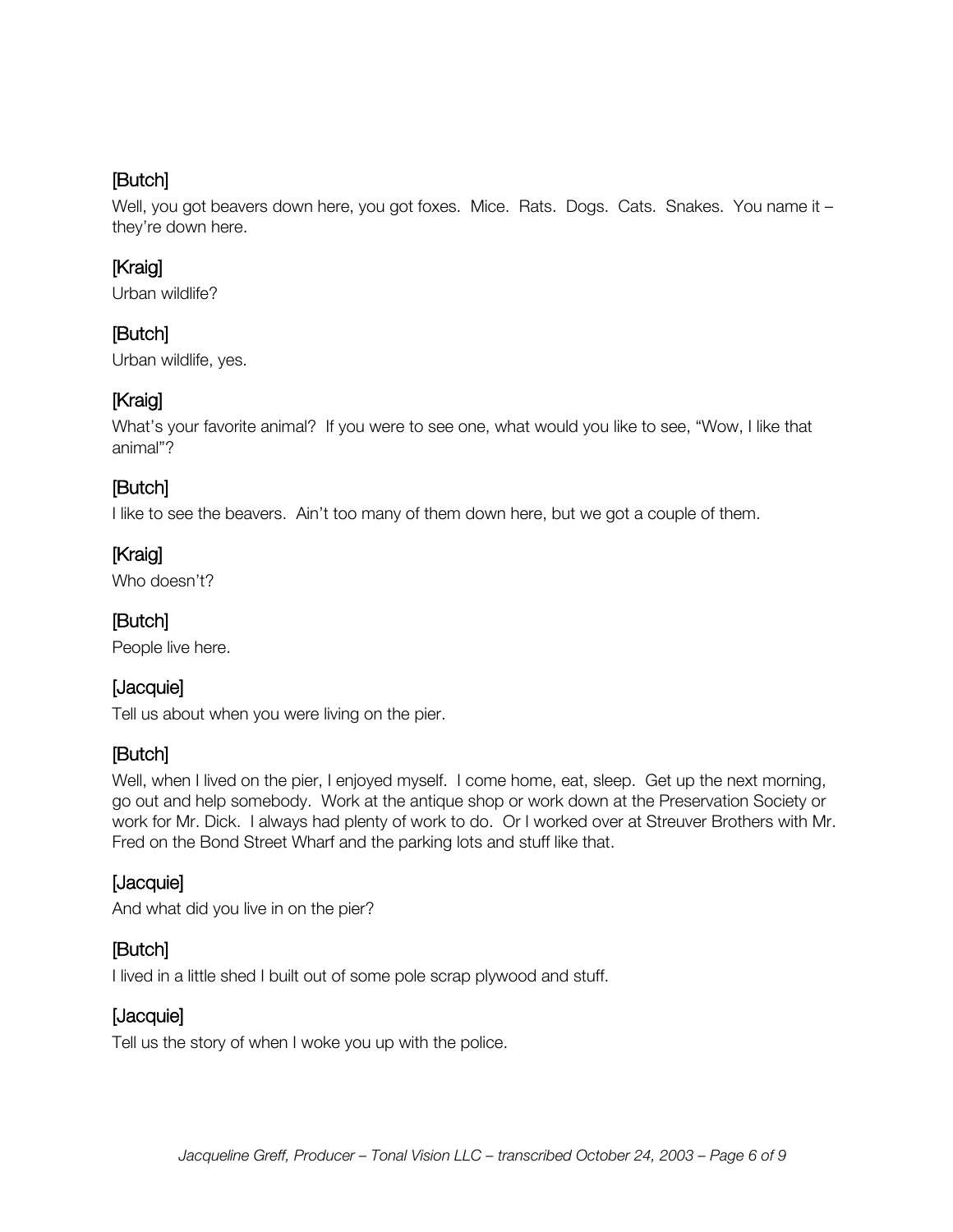[Butch]

Well, you got beavers down here, you got foxes. Mice. Rats. Dogs. Cats. Snakes. You name it – they're down here.

[Kraig]

Urban wildlife?

[Butch]

Urban wildlife, yes.

[Kraig]

What's your favorite animal? If you were to see one, what would you like to see, "Wow, I like that animal"?

[Butch]

I like to see the beavers. Ain't too many of them down here, but we got a couple of them.

[Kraig]

Who doesn't?

[Butch]

People live here.

[Jacquie]

Tell us about when you were living on the pier.

[Butch]

Well, when I lived on the pier, I enjoyed myself. I come home, eat, sleep. Get up the next morning, go out and help somebody. Work at the antique shop or work down at the Preservation Society or work for Mr. Dick. I always had plenty of work to do. Or I worked over at Streuver Brothers with Mr. Fred on the Bond Street Wharf and the parking lots and stuff like that.

[Jacquie]

And what did you live in on the pier?

[Butch]

I lived in a little shed I built out of some pole scrap plywood and stuff.

[Jacquie]

Tell us the story of when I woke you up with the police.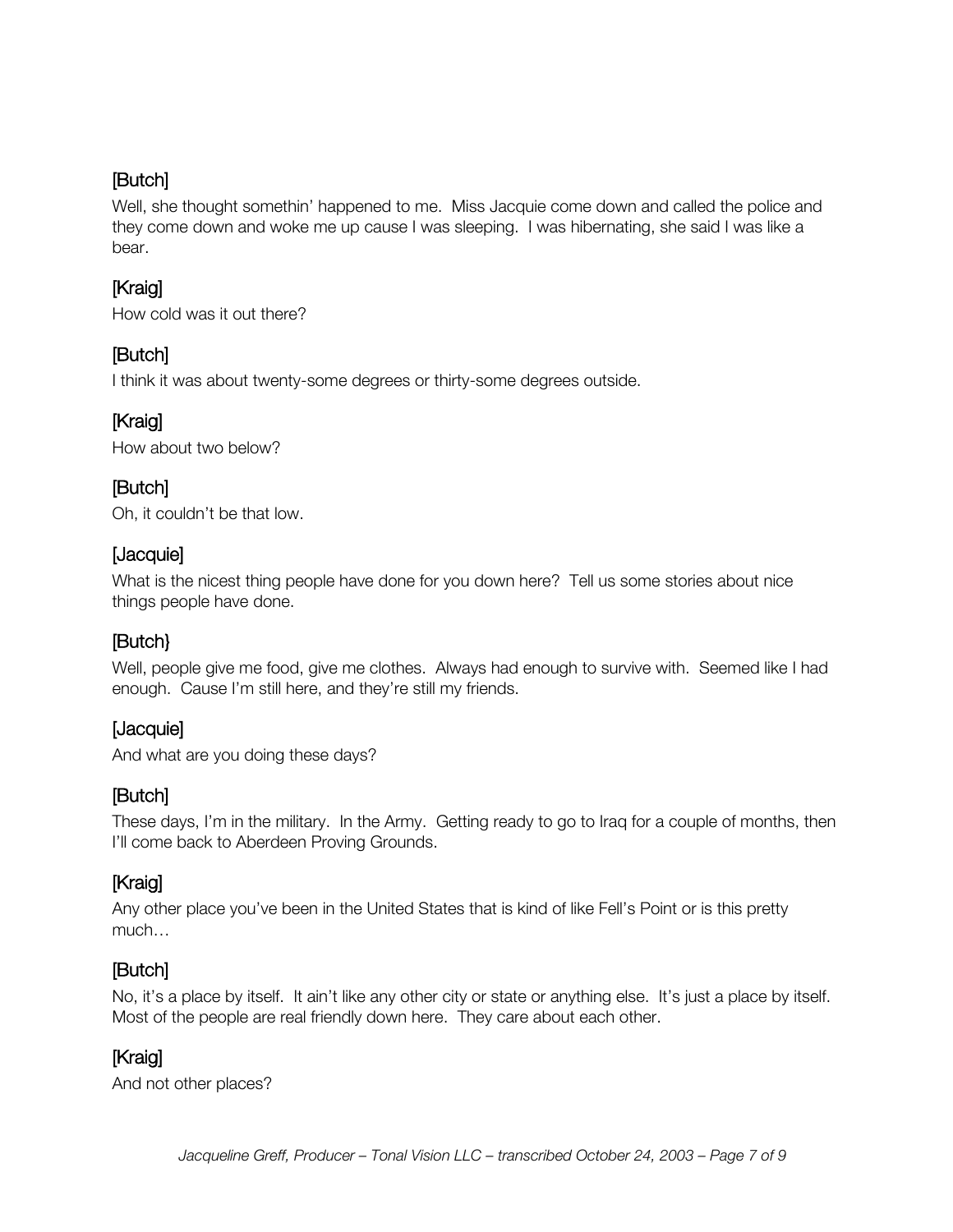[Butch]

Well, she thought somethin' happened to me. Miss Jacquie come down and called the police and they come down and woke me up cause I was sleeping. I was hibernating, she said I was like a bear.

[Kraig]

How cold was it out there?

[Butch]

I think it was about twenty-some degrees or thirty-some degrees outside.

[Kraig]

How about two below?

[Butch]

Oh, it couldn't be that low.

[Jacquie]

What is the nicest thing people have done for you down here? Tell us some stories about nice things people have done.

[Butch}

Well, people give me food, give me clothes. Always had enough to survive with. Seemed like I had enough. Cause I'm still here, and they're still my friends.

[Jacquie]

And what are you doing these days?

[Butch]

These days, I'm in the military. In the Army. Getting ready to go to Iraq for a couple of months, then I'll come back to Aberdeen Proving Grounds.

[Kraig]

Any other place you've been in the United States that is kind of like Fell's Point or is this pretty much…

[Butch]

No, it's a place by itself. It ain't like any other city or state or anything else. It's just a place by itself. Most of the people are real friendly down here. They care about each other.

[Kraig]

And not other places?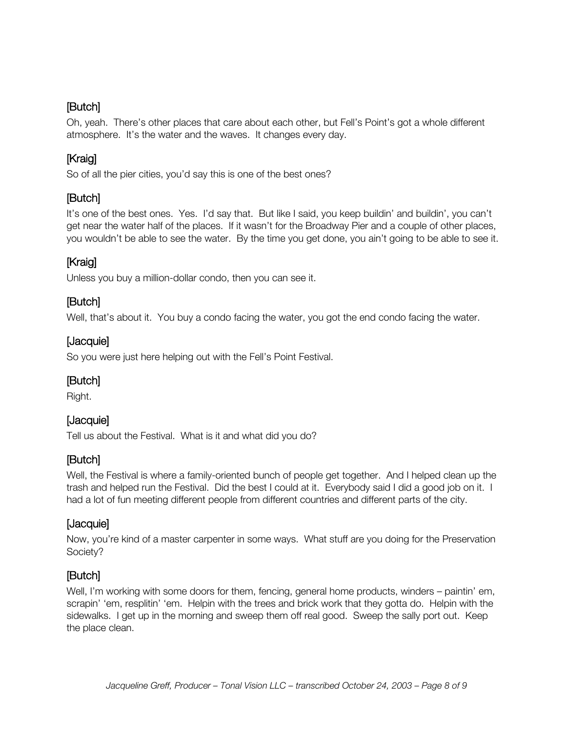[Butch]

Oh, yeah. There's other places that care about each other, but Fell's Point's got a whole different atmosphere. It's the water and the waves. It changes every day.

[Kraig]

So of all the pier cities, you'd say this is one of the best ones?

[Butch]

It's one of the best ones. Yes. I'd say that. But like I said, you keep buildin' and buildin', you can't get near the water half of the places. If it wasn't for the Broadway Pier and a couple of other places, you wouldn't be able to see the water. By the time you get done, you ain't going to be able to see it.

[Kraig]

Unless you buy a million-dollar condo, then you can see it.

[Butch]

Well, that's about it. You buy a condo facing the water, you got the end condo facing the water.

[Jacquie]

So you were just here helping out with the Fell's Point Festival.

[Butch]

Right.

[Jacquie]

Tell us about the Festival. What is it and what did you do?

[Butch]

Well, the Festival is where a family-oriented bunch of people get together. And I helped clean up the trash and helped run the Festival. Did the best I could at it. Everybody said I did a good job on it. I had a lot of fun meeting different people from different countries and different parts of the city.

[Jacquie]

Now, you're kind of a master carpenter in some ways. What stuff are you doing for the Preservation Society?

[Butch]

Well, I'm working with some doors for them, fencing, general home products, winders – paintin' em, scrapin' 'em, resplitin' 'em. Helpin with the trees and brick work that they gotta do. Helpin with the sidewalks. I get up in the morning and sweep them off real good. Sweep the sally port out. Keep the place clean.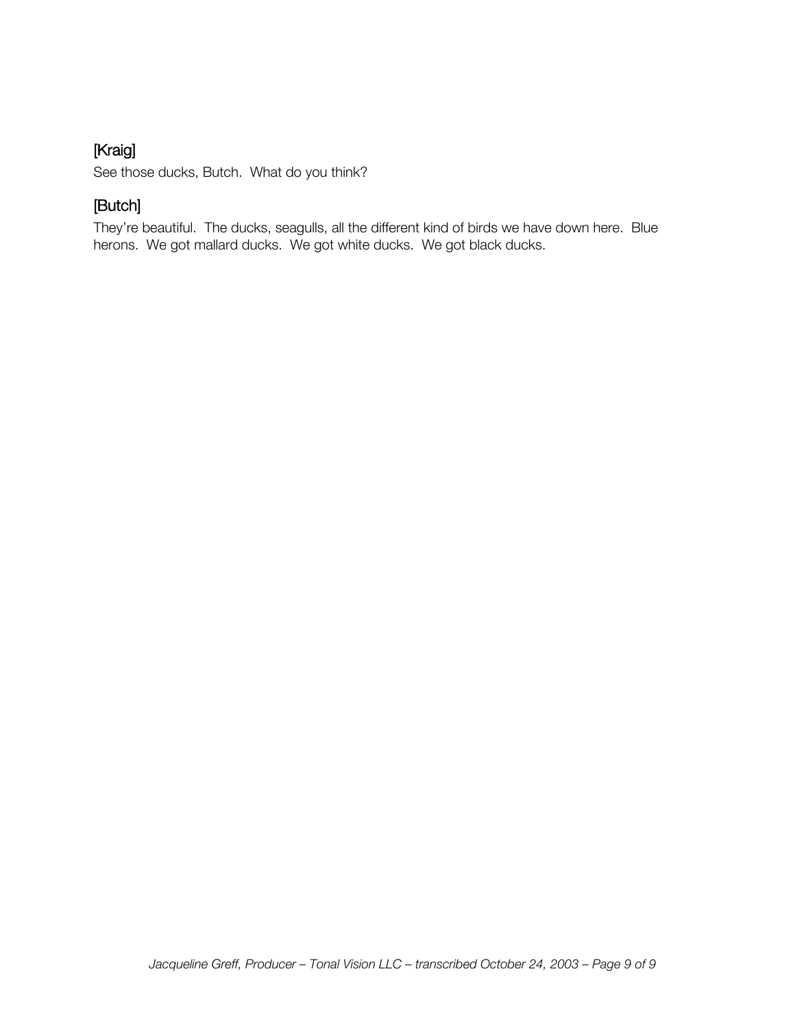[Kraig]

See those ducks, Butch. What do you think?

[Butch]

They're beautiful. The ducks, seagulls, all the different kind of birds we have down here. Blue herons. We got mallard ducks. We got white ducks. We got black ducks.